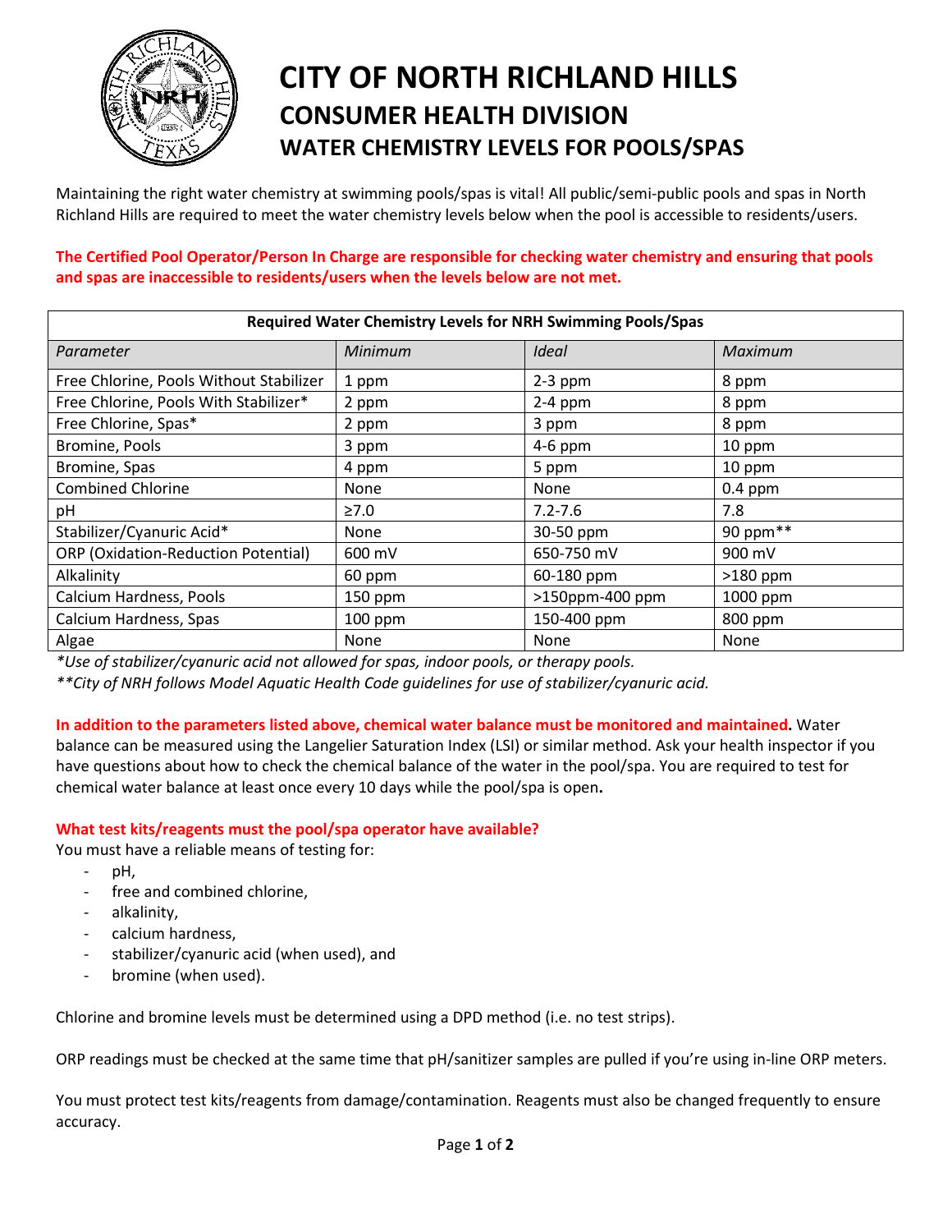# CITY OF NORTH RICHLAND HILLS

## CONSUMER HEALTH DIVISION

### WATER CHEMISTRY LEVELS FOR POOLS/SPAS

Maintaining the right water chemistry at swimming pools/spas is vital! All public/semi-public pools and spas in North Richland Hills are required to meet the water chemistry levels below when the pool is accessible to residents/users.

**The Certified Pool Operator/Person In Charge are responsible for checking water chemistry and ensuring that pools and spas are inaccessible to residents/users when the levels below are not met.**

| **Required Water Chemistry Levels for NRH Swimming Pools/Spas** | | | |
|---|---|---|---|
| *Parameter* | *Minimum* | *Ideal* | *Maximum* |
| Free Chlorine, Pools Without Stabilizer | 1 ppm | 2-3 ppm | 8 ppm |
| Free Chlorine, Pools With Stabilizer* | 2 ppm | 2-4 ppm | 8 ppm |
| Free Chlorine, Spas* | 2 ppm | 3 ppm | 8 ppm |
| Bromine, Pools | 3 ppm | 4-6 ppm | 10 ppm |
| Bromine, Spas | 4 ppm | 5 ppm | 10 ppm |
| Combined Chlorine | None | None | 0.4 ppm |
| pH | ≥7.0 | 7.2-7.6 | 7.8 |
| Stabilizer/Cyanuric Acid* | None | 30-50 ppm | 90 ppm** |
| ORP (Oxidation-Reduction Potential) | 600 mV | 650-750 mV | 900 mV |
| Alkalinity | 60 ppm | 60-180 ppm | >180 ppm |
| Calcium Hardness, Pools | 150 ppm | >150ppm-400 ppm | 1000 ppm |
| Calcium Hardness, Spas | 100 ppm | 150-400 ppm | 800 ppm |
| Algae | None | None | None |

*\*Use of stabilizer/cyanuric acid not allowed for spas, indoor pools, or therapy pools.*

*\*\*City of NRH follows Model Aquatic Health Code guidelines for use of stabilizer/cyanuric acid.*

**In addition to the parameters listed above, chemical water balance must be monitored and maintained.** Water balance can be measured using the Langelier Saturation Index (LSI) or similar method. Ask your health inspector if you have questions about how to check the chemical balance of the water in the pool/spa. You are required to test for chemical water balance at least once every 10 days while the pool/spa is open**.**

**What test kits/reagents must the pool/spa operator have available?**

You must have a reliable means of testing for:

- pH,
- free and combined chlorine,
- alkalinity,
- calcium hardness,
- stabilizer/cyanuric acid (when used), and
- bromine (when used).

Chlorine and bromine levels must be determined using a DPD method (i.e. no test strips).

ORP readings must be checked at the same time that pH/sanitizer samples are pulled if you're using in-line ORP meters.

You must protect test kits/reagents from damage/contamination. Reagents must also be changed frequently to ensure accuracy.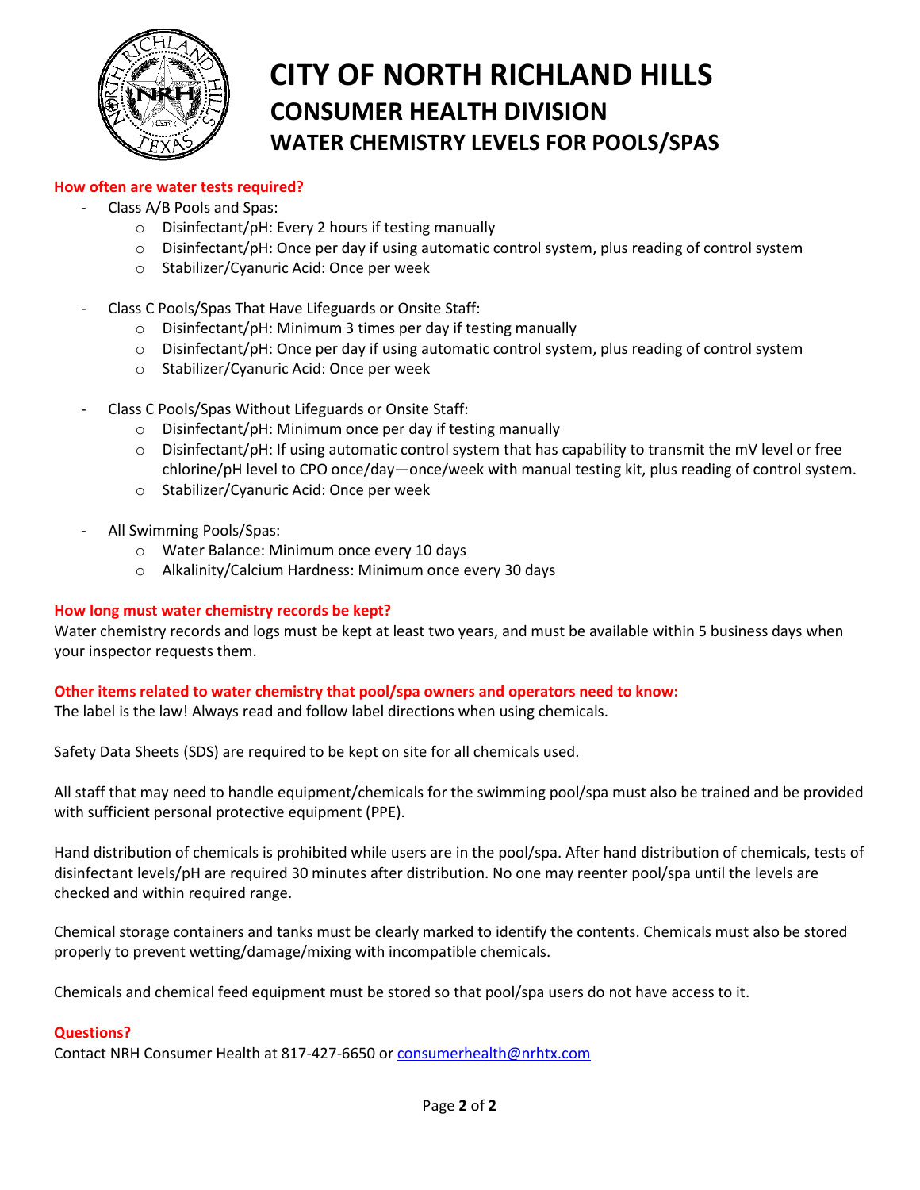# CITY OF NORTH RICHLAND HILLS
## CONSUMER HEALTH DIVISION
### WATER CHEMISTRY LEVELS FOR POOLS/SPAS

**How often are water tests required?**

- Class A/B Pools and Spas:
  - Disinfectant/pH: Every 2 hours if testing manually
  - Disinfectant/pH: Once per day if using automatic control system, plus reading of control system
  - Stabilizer/Cyanuric Acid: Once per week

- Class C Pools/Spas That Have Lifeguards or Onsite Staff:
  - Disinfectant/pH: Minimum 3 times per day if testing manually
  - Disinfectant/pH: Once per day if using automatic control system, plus reading of control system
  - Stabilizer/Cyanuric Acid: Once per week

- Class C Pools/Spas Without Lifeguards or Onsite Staff:
  - Disinfectant/pH: Minimum once per day if testing manually
  - Disinfectant/pH: If using automatic control system that has capability to transmit the mV level or free chlorine/pH level to CPO once/day—once/week with manual testing kit, plus reading of control system.
  - Stabilizer/Cyanuric Acid: Once per week

- All Swimming Pools/Spas:
  - Water Balance: Minimum once every 10 days
  - Alkalinity/Calcium Hardness: Minimum once every 30 days

**How long must water chemistry records be kept?**

Water chemistry records and logs must be kept at least two years, and must be available within 5 business days when your inspector requests them.

**Other items related to water chemistry that pool/spa owners and operators need to know:**

The label is the law! Always read and follow label directions when using chemicals.

Safety Data Sheets (SDS) are required to be kept on site for all chemicals used.

All staff that may need to handle equipment/chemicals for the swimming pool/spa must also be trained and be provided with sufficient personal protective equipment (PPE).

Hand distribution of chemicals is prohibited while users are in the pool/spa. After hand distribution of chemicals, tests of disinfectant levels/pH are required 30 minutes after distribution. No one may reenter pool/spa until the levels are checked and within required range.

Chemical storage containers and tanks must be clearly marked to identify the contents. Chemicals must also be stored properly to prevent wetting/damage/mixing with incompatible chemicals.

Chemicals and chemical feed equipment must be stored so that pool/spa users do not have access to it.

**Questions?**

Contact NRH Consumer Health at 817-427-6650 or [consumerhealth@nrhtx.com](mailto:consumerhealth@nrhtx.com)